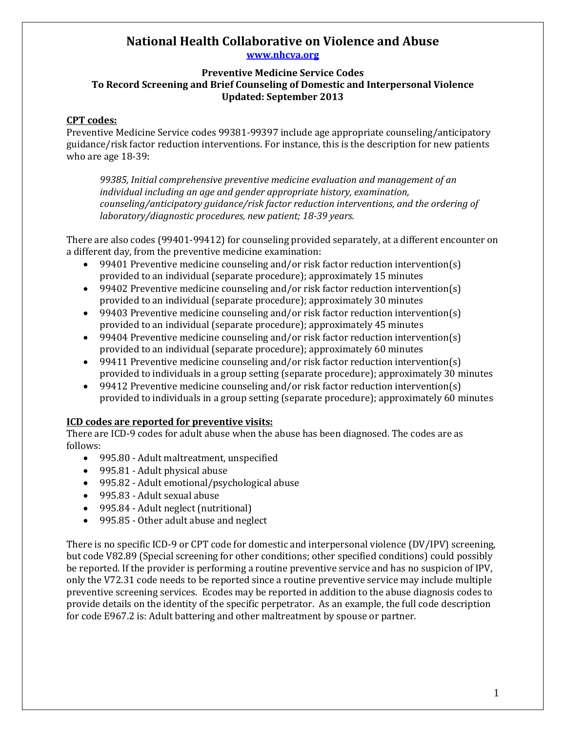# National Health Collaborative on Violence and Abuse

www.nhcva.org

## Preventive Medicine Service Codes
## To Record Screening and Brief Counseling of Domestic and Interpersonal Violence
## Updated: September 2013

**CPT codes:**

Preventive Medicine Service codes 99381-99397 include age appropriate counseling/anticipatory guidance/risk factor reduction interventions. For instance, this is the description for new patients who are age 18-39:

> *99385, Initial comprehensive preventive medicine evaluation and management of an individual including an age and gender appropriate history, examination, counseling/anticipatory guidance/risk factor reduction interventions, and the ordering of laboratory/diagnostic procedures, new patient; 18-39 years.*

There are also codes (99401-99412) for counseling provided separately, at a different encounter on a different day, from the preventive medicine examination:

- 99401 Preventive medicine counseling and/or risk factor reduction intervention(s) provided to an individual (separate procedure); approximately 15 minutes
- 99402 Preventive medicine counseling and/or risk factor reduction intervention(s) provided to an individual (separate procedure); approximately 30 minutes
- 99403 Preventive medicine counseling and/or risk factor reduction intervention(s) provided to an individual (separate procedure); approximately 45 minutes
- 99404 Preventive medicine counseling and/or risk factor reduction intervention(s) provided to an individual (separate procedure); approximately 60 minutes
- 99411 Preventive medicine counseling and/or risk factor reduction intervention(s) provided to individuals in a group setting (separate procedure); approximately 30 minutes
- 99412 Preventive medicine counseling and/or risk factor reduction intervention(s) provided to individuals in a group setting (separate procedure); approximately 60 minutes

**ICD codes are reported for preventive visits:**

There are ICD-9 codes for adult abuse when the abuse has been diagnosed. The codes are as follows:

- 995.80 - Adult maltreatment, unspecified
- 995.81 - Adult physical abuse
- 995.82 - Adult emotional/psychological abuse
- 995.83 - Adult sexual abuse
- 995.84 - Adult neglect (nutritional)
- 995.85 - Other adult abuse and neglect

There is no specific ICD-9 or CPT code for domestic and interpersonal violence (DV/IPV) screening, but code V82.89 (Special screening for other conditions; other specified conditions) could possibly be reported. If the provider is performing a routine preventive service and has no suspicion of IPV, only the V72.31 code needs to be reported since a routine preventive service may include multiple preventive screening services. Ecodes may be reported in addition to the abuse diagnosis codes to provide details on the identity of the specific perpetrator. As an example, the full code description for code E967.2 is: Adult battering and other maltreatment by spouse or partner.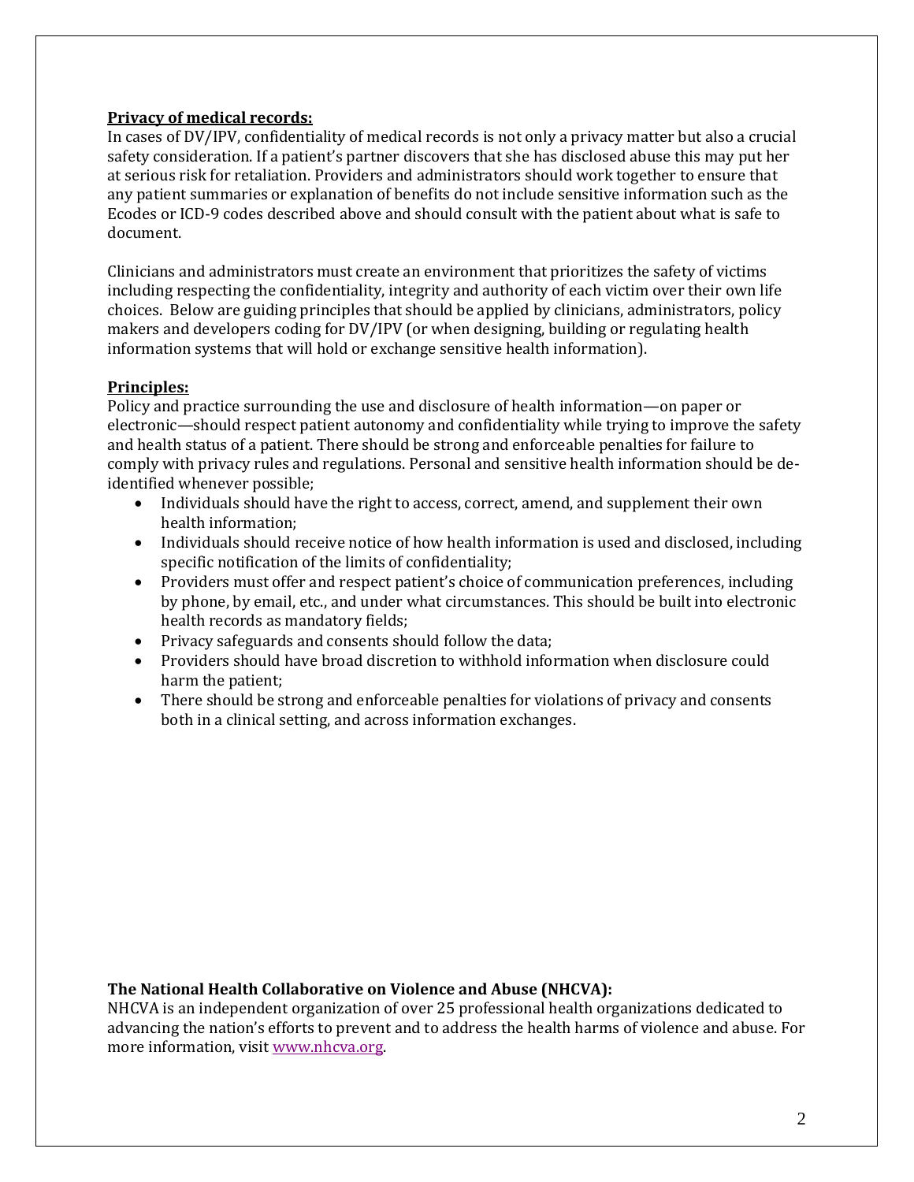**Privacy of medical records:**

In cases of DV/IPV, confidentiality of medical records is not only a privacy matter but also a crucial safety consideration. If a patient's partner discovers that she has disclosed abuse this may put her at serious risk for retaliation. Providers and administrators should work together to ensure that any patient summaries or explanation of benefits do not include sensitive information such as the Ecodes or ICD-9 codes described above and should consult with the patient about what is safe to document.

Clinicians and administrators must create an environment that prioritizes the safety of victims including respecting the confidentiality, integrity and authority of each victim over their own life choices. Below are guiding principles that should be applied by clinicians, administrators, policy makers and developers coding for DV/IPV (or when designing, building or regulating health information systems that will hold or exchange sensitive health information).

**Principles:**

Policy and practice surrounding the use and disclosure of health information—on paper or electronic—should respect patient autonomy and confidentiality while trying to improve the safety and health status of a patient. There should be strong and enforceable penalties for failure to comply with privacy rules and regulations. Personal and sensitive health information should be de-identified whenever possible;

- Individuals should have the right to access, correct, amend, and supplement their own health information;
- Individuals should receive notice of how health information is used and disclosed, including specific notification of the limits of confidentiality;
- Providers must offer and respect patient's choice of communication preferences, including by phone, by email, etc., and under what circumstances. This should be built into electronic health records as mandatory fields;
- Privacy safeguards and consents should follow the data;
- Providers should have broad discretion to withhold information when disclosure could harm the patient;
- There should be strong and enforceable penalties for violations of privacy and consents both in a clinical setting, and across information exchanges.

**The National Health Collaborative on Violence and Abuse (NHCVA):**

NHCVA is an independent organization of over 25 professional health organizations dedicated to advancing the nation's efforts to prevent and to address the health harms of violence and abuse. For more information, visit [www.nhcva.org](http://www.nhcva.org).